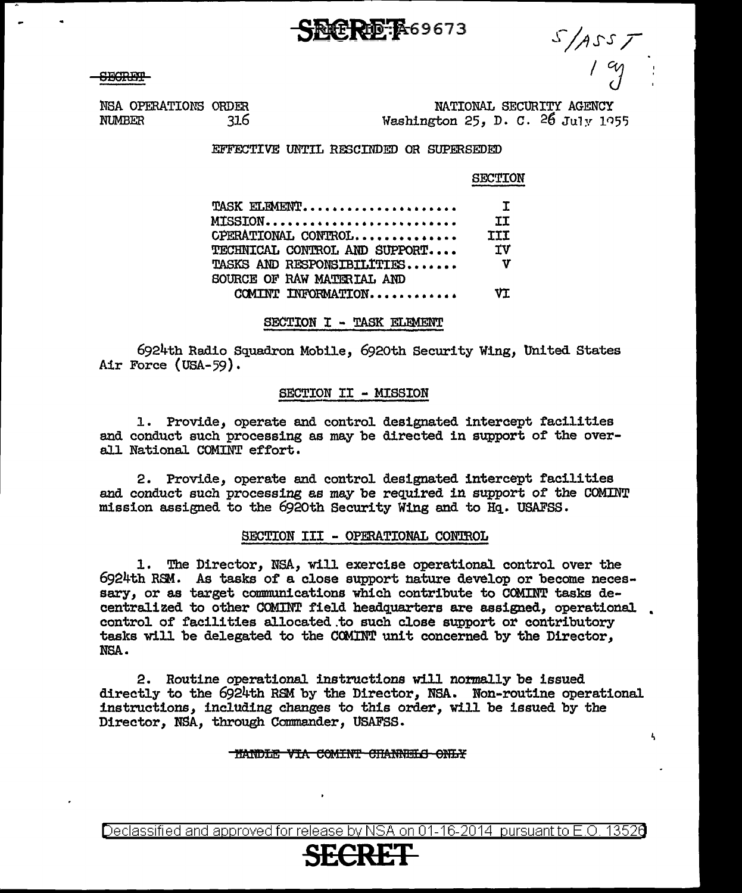SECRET

NSA OPERATIONS ORDER NUMBER 316

NATIONAL SECURITY AGENCY
Washington 25, D. C. 26 July 1955

EFFECTIVE UNTIL RESCINDED OR SUPERSEDED

| | SECTION |
|---|---|
| TASK ELEMENT.................... | I |
| MISSION......................... | II |
| OPERATIONAL CONTROL............. | III |
| TECHNICAL CONTROL AND SUPPORT.... | IV |
| TASKS AND RESPONSIBILITIES....... | V |
| SOURCE OF RAW MATERIAL AND COMINT INFORMATION............ | VI |

## SECTION I - TASK ELEMENT

6924th Radio Squadron Mobile, 6920th Security Wing, United States Air Force (USA-59).

## SECTION II - MISSION

1. Provide, operate and control designated intercept facilities and conduct such processing as may be directed in support of the overall National COMINT effort.

2. Provide, operate and control designated intercept facilities and conduct such processing as may be required in support of the COMINT mission assigned to the 6920th Security Wing and to Hq. USAFSS.

## SECTION III - OPERATIONAL CONTROL

1. The Director, NSA, will exercise operational control over the 6924th RSM. As tasks of a close support nature develop or become necessary, or as target communications which contribute to COMINT tasks decentralized to other COMINT field headquarters are assigned, operational control of facilities allocated to such close support or contributory tasks will be delegated to the COMINT unit concerned by the Director, NSA.

2. Routine operational instructions will normally be issued directly to the 6924th RSM by the Director, NSA. Non-routine operational instructions, including changes to this order, will be issued by the Director, NSA, through Commander, USAFSS.

HANDLE VIA COMINT CHANNELS ONLY

Declassified and approved for release by NSA on 01-16-2014 pursuant to E.O. 13526

SECRET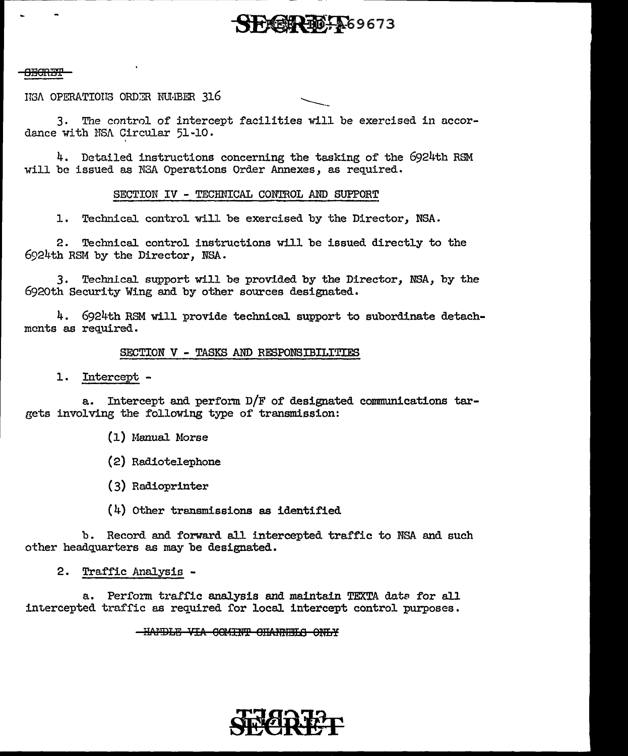~~SECRET~~

NSA OPERATIONS ORDER NUMBER 316

3. The control of intercept facilities will be exercised in accordance with NSA Circular 51-10.

4. Detailed instructions concerning the tasking of the 6924th RSM will be issued as NSA Operations Order Annexes, as required.

SECTION IV - TECHNICAL CONTROL AND SUPPORT

1. Technical control will be exercised by the Director, NSA.

2. Technical control instructions will be issued directly to the 6924th RSM by the Director, NSA.

3. Technical support will be provided by the Director, NSA, by the 6920th Security Wing and by other sources designated.

4. 6924th RSM will provide technical support to subordinate detachments as required.

SECTION V - TASKS AND RESPONSIBILITIES

1. Intercept -

a. Intercept and perform D/F of designated communications targets involving the following type of transmission:

(1) Manual Morse

(2) Radiotelephone

(3) Radioprinter

(4) Other transmissions as identified

b. Record and forward all intercepted traffic to NSA and such other headquarters as may be designated.

2. Traffic Analysis -

a. Perform traffic analysis and maintain TEXTA data for all intercepted traffic as required for local intercept control purposes.

~~HANDLE VIA COMINT CHANNELS ONLY~~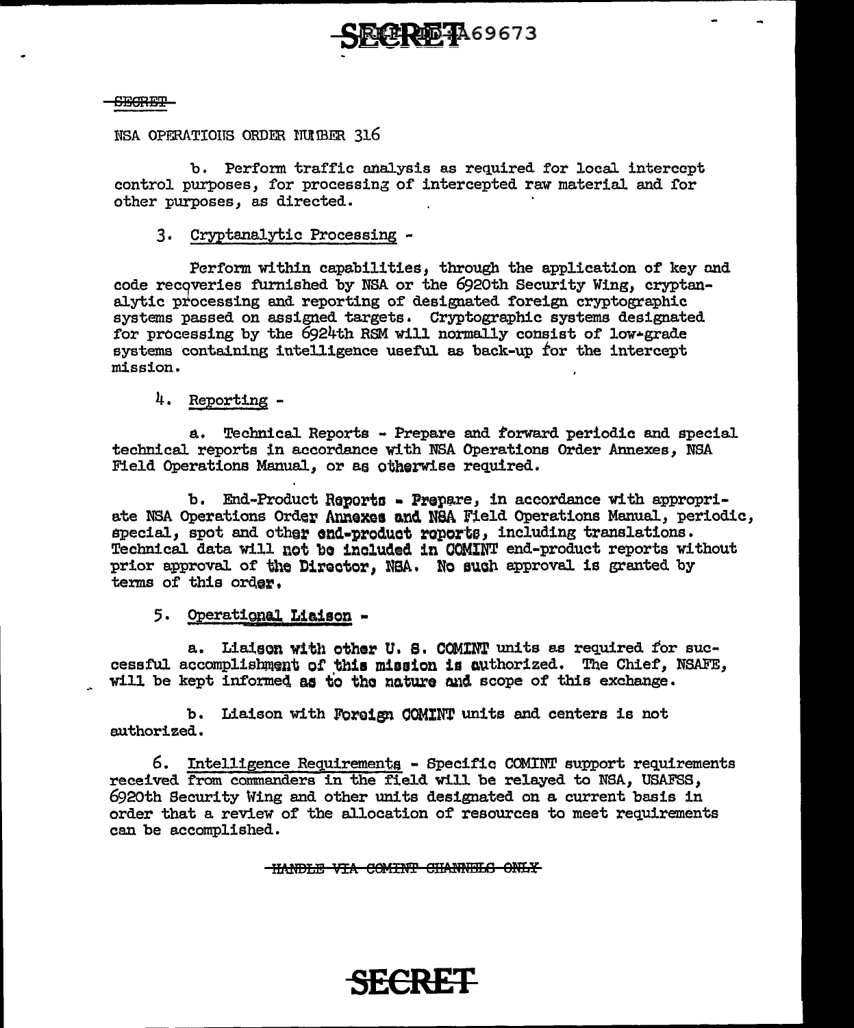SECRET

NSA OPERATIONS ORDER NUMBER 316

b. Perform traffic analysis as required for local intercept control purposes, for processing of intercepted raw material and for other purposes, as directed.

3. Cryptanalytic Processing -

Perform within capabilities, through the application of key and code recoveries furnished by NSA or the 6920th Security Wing, cryptanalytic processing and reporting of designated foreign cryptographic systems passed on assigned targets. Cryptographic systems designated for processing by the 6924th RSM will normally consist of low-grade systems containing intelligence useful as back-up for the intercept mission.

4. Reporting -

a. Technical Reports - Prepare and forward periodic and special technical reports in accordance with NSA Operations Order Annexes, NSA Field Operations Manual, or as otherwise required.

b. End-Product Reports - Prepare, in accordance with appropriate NSA Operations Order Annexes and NSA Field Operations Manual, periodic, special, spot and other end-product reports, including translations. Technical data will not be included in COMINT end-product reports without prior approval of the Director, NSA. No such approval is granted by terms of this order.

5. Operational Liaison -

a. Liaison with other U. S. COMINT units as required for successful accomplishment of this mission is authorized. The Chief, NSAFE, will be kept informed as to the nature and scope of this exchange.

b. Liaison with Foreign COMINT units and centers is not authorized.

6. Intelligence Requirements - Specific COMINT support requirements received from commanders in the field will be relayed to NSA, USAFSS, 6920th Security Wing and other units designated on a current basis in order that a review of the allocation of resources to meet requirements can be accomplished.

~~HANDLE VIA COMINT CHANNELS ONLY~~

SECRET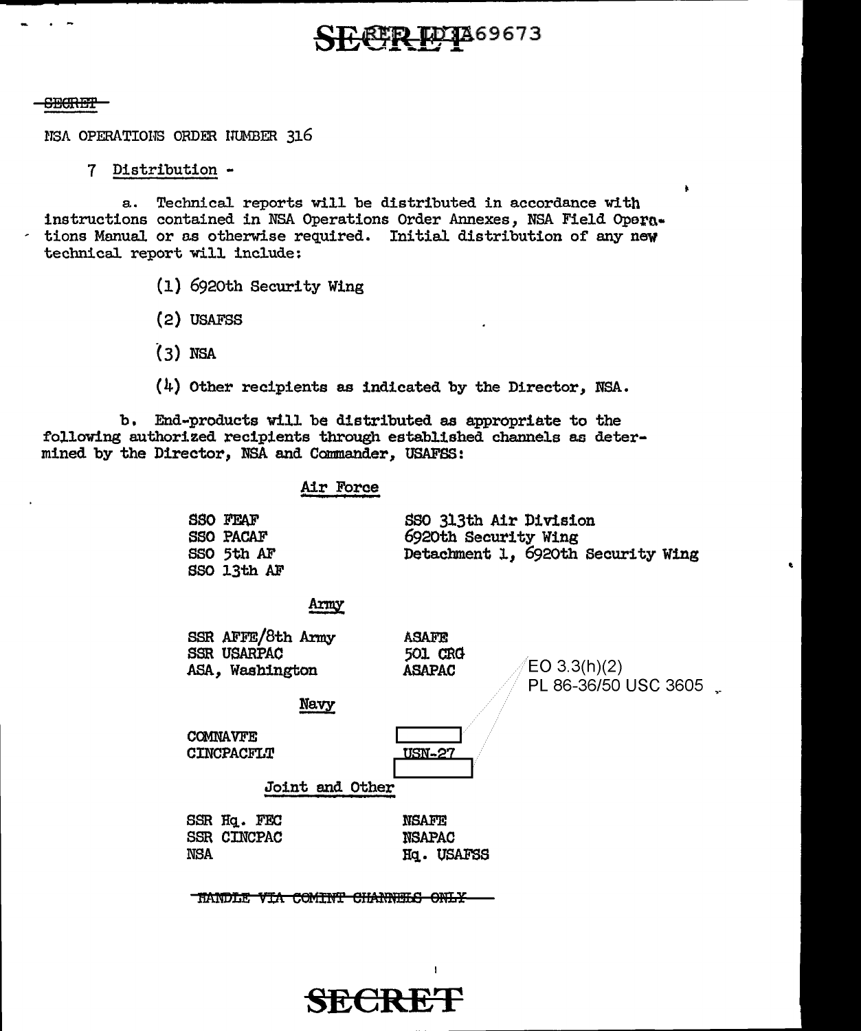~~SECRET~~

NSA OPERATIONS ORDER NUMBER 316

7 Distribution -

a. Technical reports will be distributed in accordance with instructions contained in NSA Operations Order Annexes, NSA Field Operations Manual or as otherwise required. Initial distribution of any new technical report will include:

(1) 6920th Security Wing

(2) USAFSS

(3) NSA

(4) Other recipients as indicated by the Director, NSA.

b. End-products will be distributed as appropriate to the following authorized recipients through established channels as determined by the Director, NSA and Commander, USAFSS:

Air Force

SSO FEAF
SSO PACAF
SSO 5th AF
SSO 13th AF
SSO 313th Air Division
6920th Security Wing
Detachment 1, 6920th Security Wing

Army

SSR AFFE/8th Army
SSR USARPAC
ASA, Washington
ASAFE
501 CRG
ASAPAC

EO 3.3(h)(2)
PL 86-36/50 USC 3605

Navy

COMNAVFE
CINCPACFLT
[redacted]
USN-27
[redacted]

Joint and Other

SSR Hq. FEC
SSR CINCPAC
NSA
NSAFE
NSAPAC
Hq. USAFSS

~~HANDLE VIA COMINT CHANNELS ONLY~~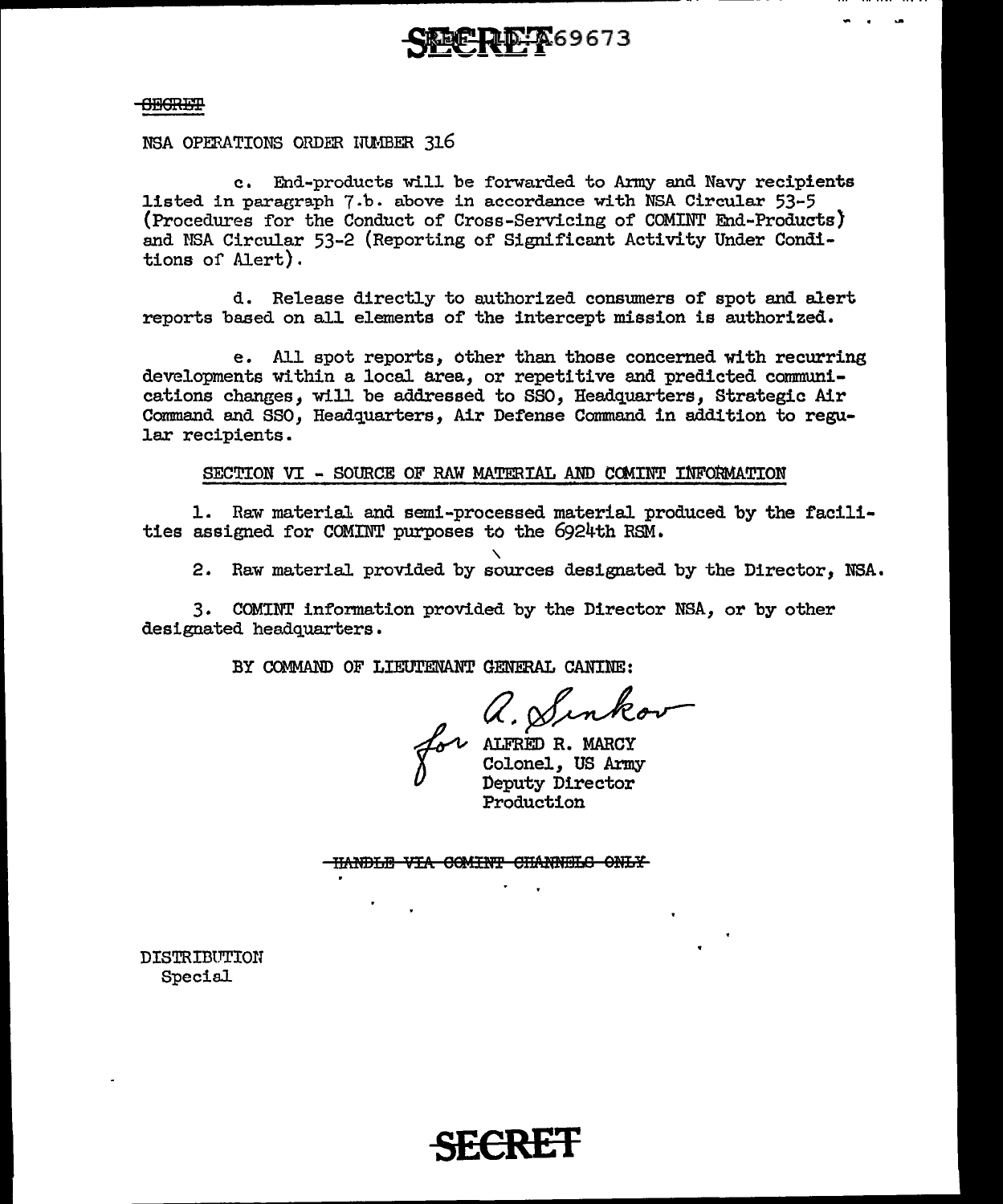~~SECRET~~

NSA OPERATIONS ORDER NUMBER 316

c. End-products will be forwarded to Army and Navy recipients listed in paragraph 7.b. above in accordance with NSA Circular 53-5 (Procedures for the Conduct of Cross-Servicing of COMINT End-Products) and NSA Circular 53-2 (Reporting of Significant Activity Under Conditions of Alert).

d. Release directly to authorized consumers of spot and alert reports based on all elements of the intercept mission is authorized.

e. All spot reports, other than those concerned with recurring developments within a local area, or repetitive and predicted communications changes, will be addressed to SSO, Headquarters, Strategic Air Command and SSO, Headquarters, Air Defense Command in addition to regular recipients.

SECTION VI - SOURCE OF RAW MATERIAL AND COMINT INFORMATION

1. Raw material and semi-processed material produced by the facilities assigned for COMINT purposes to the 6924th RSM.

2. Raw material provided by sources designated by the Director, NSA.

3. COMINT information provided by the Director NSA, or by other designated headquarters.

BY COMMAND OF LIEUTENANT GENERAL CANINE:

for A. Sinkov
ALFRED R. MARCY
Colonel, US Army
Deputy Director
Production

~~HANDLE VIA COMINT CHANNELS ONLY~~

DISTRIBUTION
Special